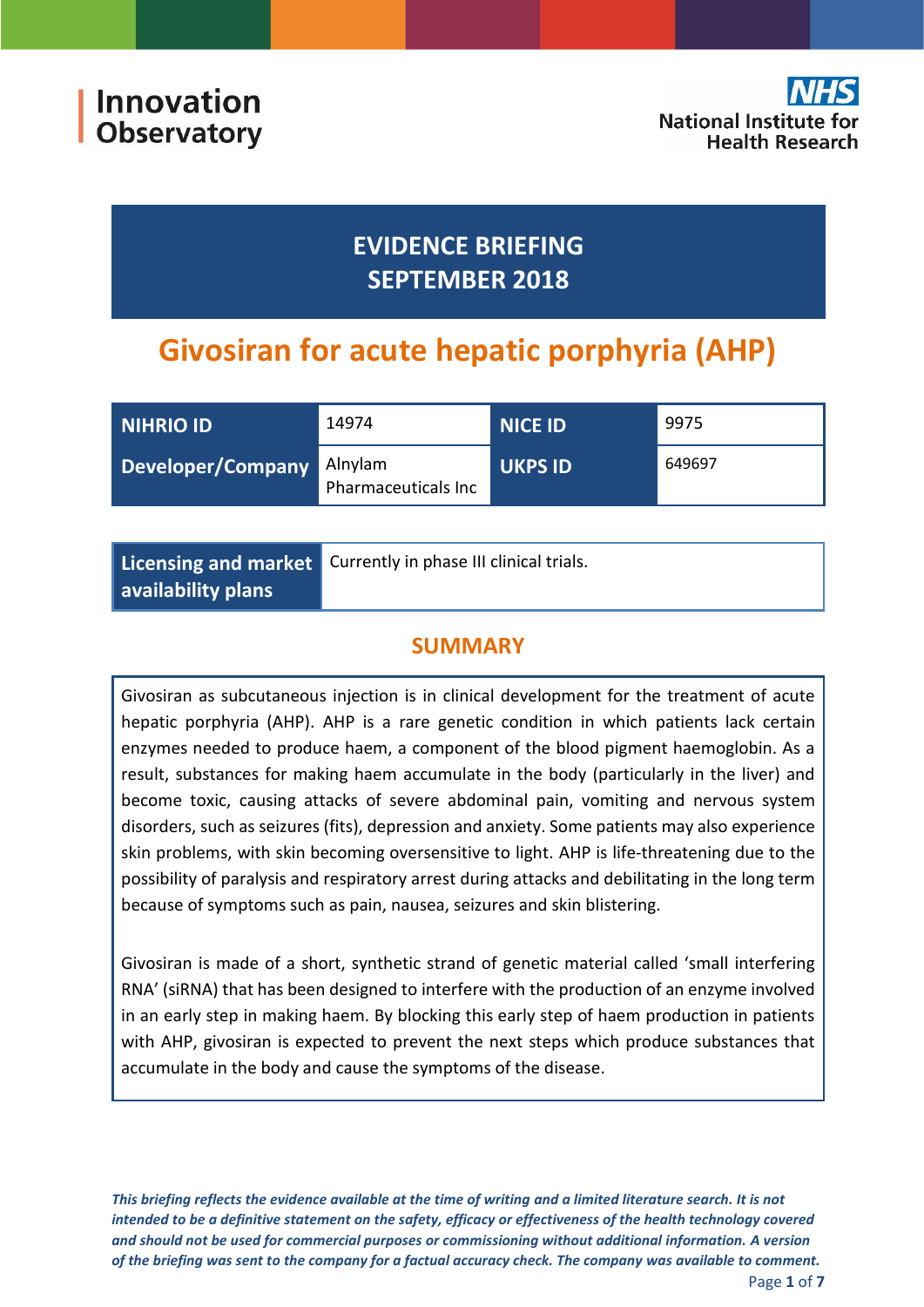Innovation Observatory

NHS National Institute for Health Research

# EVIDENCE BRIEFING
# SEPTEMBER 2018

# Givosiran for acute hepatic porphyria (AHP)

| NIHRIO ID | 14974 | NICE ID | 9975 |
|---|---|---|---|
| Developer/Company | Alnylam Pharmaceuticals Inc | UKPS ID | 649697 |

| Licensing and market availability plans | Currently in phase III clinical trials. |
|---|---|

## SUMMARY

Givosiran as subcutaneous injection is in clinical development for the treatment of acute hepatic porphyria (AHP). AHP is a rare genetic condition in which patients lack certain enzymes needed to produce haem, a component of the blood pigment haemoglobin. As a result, substances for making haem accumulate in the body (particularly in the liver) and become toxic, causing attacks of severe abdominal pain, vomiting and nervous system disorders, such as seizures (fits), depression and anxiety. Some patients may also experience skin problems, with skin becoming oversensitive to light. AHP is life-threatening due to the possibility of paralysis and respiratory arrest during attacks and debilitating in the long term because of symptoms such as pain, nausea, seizures and skin blistering.

Givosiran is made of a short, synthetic strand of genetic material called 'small interfering RNA' (siRNA) that has been designed to interfere with the production of an enzyme involved in an early step in making haem. By blocking this early step of haem production in patients with AHP, givosiran is expected to prevent the next steps which produce substances that accumulate in the body and cause the symptoms of the disease.

*This briefing reflects the evidence available at the time of writing and a limited literature search. It is not intended to be a definitive statement on the safety, efficacy or effectiveness of the health technology covered and should not be used for commercial purposes or commissioning without additional information. A version of the briefing was sent to the company for a factual accuracy check. The company was available to comment.*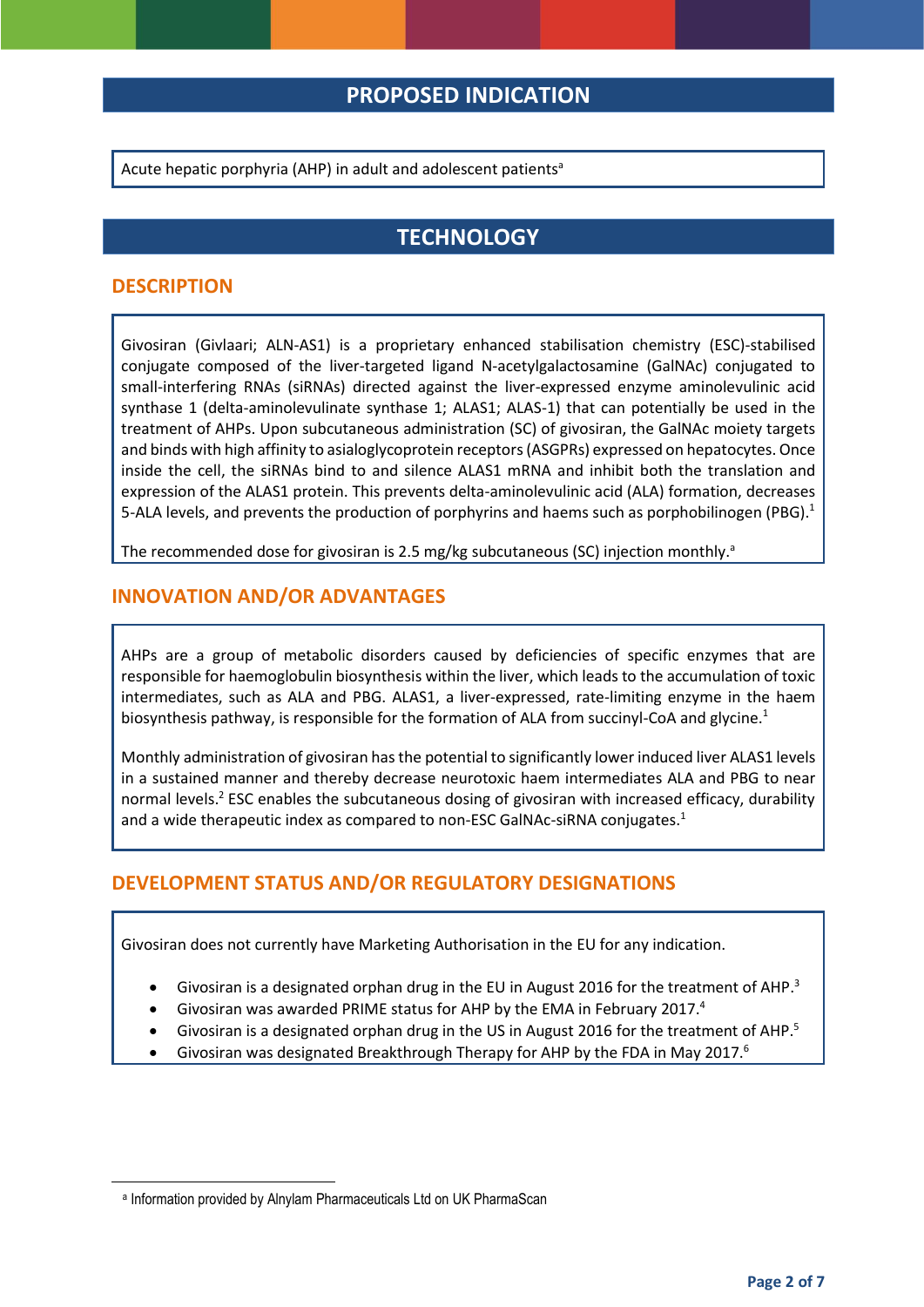## PROPOSED INDICATION

Acute hepatic porphyria (AHP) in adult and adolescent patients[a]

## TECHNOLOGY

### DESCRIPTION

Givosiran (Givlaari; ALN-AS1) is a proprietary enhanced stabilisation chemistry (ESC)-stabilised conjugate composed of the liver-targeted ligand N-acetylgalactosamine (GalNAc) conjugated to small-interfering RNAs (siRNAs) directed against the liver-expressed enzyme aminolevulinic acid synthase 1 (delta-aminolevulinate synthase 1; ALAS1; ALAS-1) that can potentially be used in the treatment of AHPs. Upon subcutaneous administration (SC) of givosiran, the GalNAc moiety targets and binds with high affinity to asialoglycoprotein receptors (ASGPRs) expressed on hepatocytes. Once inside the cell, the siRNAs bind to and silence ALAS1 mRNA and inhibit both the translation and expression of the ALAS1 protein. This prevents delta-aminolevulinic acid (ALA) formation, decreases 5-ALA levels, and prevents the production of porphyrins and haems such as porphobilinogen (PBG).[1]

The recommended dose for givosiran is 2.5 mg/kg subcutaneous (SC) injection monthly.[a]

### INNOVATION AND/OR ADVANTAGES

AHPs are a group of metabolic disorders caused by deficiencies of specific enzymes that are responsible for haemoglobulin biosynthesis within the liver, which leads to the accumulation of toxic intermediates, such as ALA and PBG. ALAS1, a liver-expressed, rate-limiting enzyme in the haem biosynthesis pathway, is responsible for the formation of ALA from succinyl-CoA and glycine.[1]

Monthly administration of givosiran has the potential to significantly lower induced liver ALAS1 levels in a sustained manner and thereby decrease neurotoxic haem intermediates ALA and PBG to near normal levels.[2] ESC enables the subcutaneous dosing of givosiran with increased efficacy, durability and a wide therapeutic index as compared to non-ESC GalNAc-siRNA conjugates.[1]

### DEVELOPMENT STATUS AND/OR REGULATORY DESIGNATIONS

Givosiran does not currently have Marketing Authorisation in the EU for any indication.

- Givosiran is a designated orphan drug in the EU in August 2016 for the treatment of AHP.[3]
- Givosiran was awarded PRIME status for AHP by the EMA in February 2017.[4]
- Givosiran is a designated orphan drug in the US in August 2016 for the treatment of AHP.[5]
- Givosiran was designated Breakthrough Therapy for AHP by the FDA in May 2017.[6]

[a] Information provided by Alnylam Pharmaceuticals Ltd on UK PharmaScan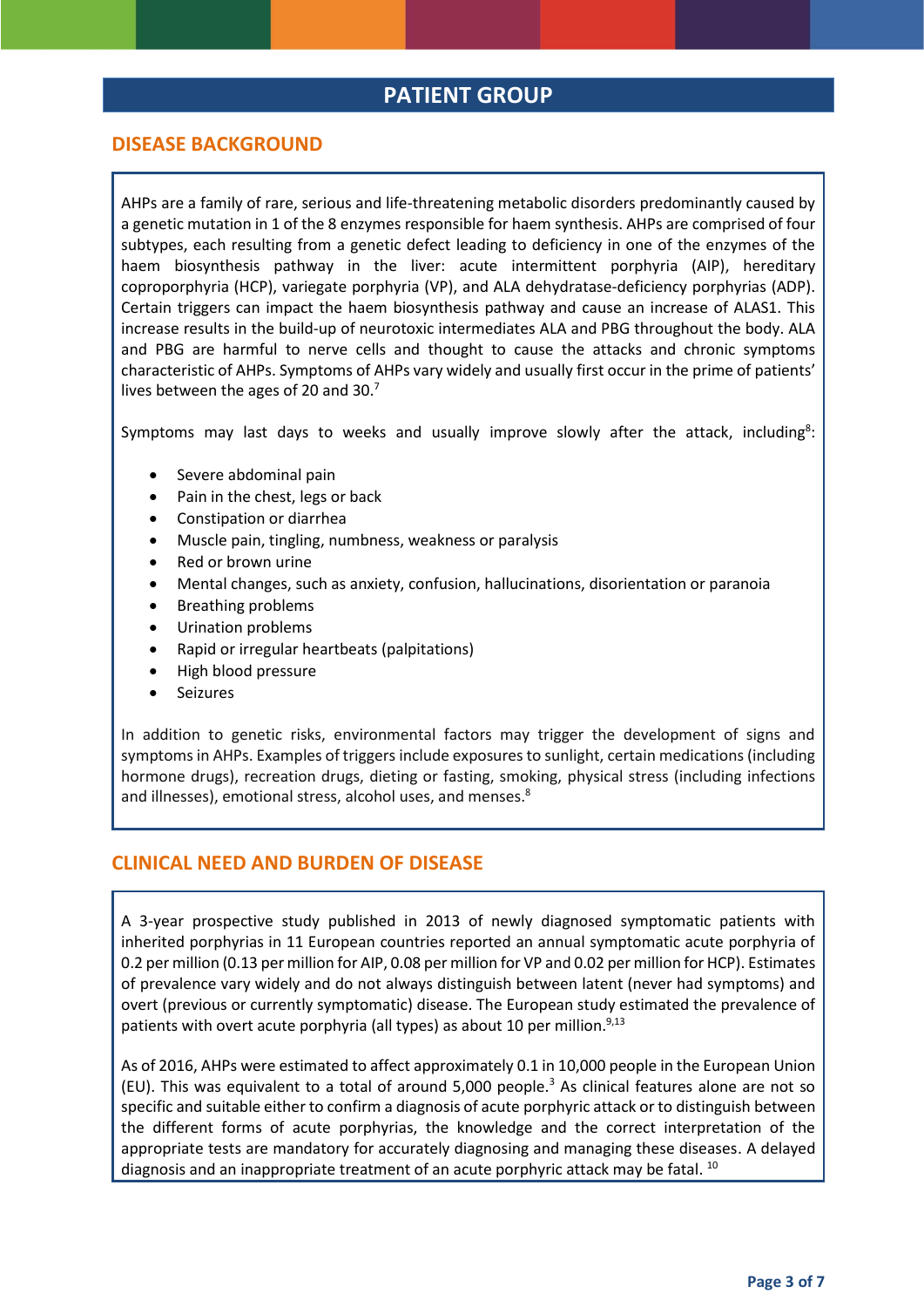# PATIENT GROUP

## DISEASE BACKGROUND

AHPs are a family of rare, serious and life-threatening metabolic disorders predominantly caused by a genetic mutation in 1 of the 8 enzymes responsible for haem synthesis. AHPs are comprised of four subtypes, each resulting from a genetic defect leading to deficiency in one of the enzymes of the haem biosynthesis pathway in the liver: acute intermittent porphyria (AIP), hereditary coproporphyria (HCP), variegate porphyria (VP), and ALA dehydratase-deficiency porphyrias (ADP). Certain triggers can impact the haem biosynthesis pathway and cause an increase of ALAS1. This increase results in the build-up of neurotoxic intermediates ALA and PBG throughout the body. ALA and PBG are harmful to nerve cells and thought to cause the attacks and chronic symptoms characteristic of AHPs. Symptoms of AHPs vary widely and usually first occur in the prime of patients' lives between the ages of 20 and 30.[7]

Symptoms may last days to weeks and usually improve slowly after the attack, including[8]:

- Severe abdominal pain
- Pain in the chest, legs or back
- Constipation or diarrhea
- Muscle pain, tingling, numbness, weakness or paralysis
- Red or brown urine
- Mental changes, such as anxiety, confusion, hallucinations, disorientation or paranoia
- Breathing problems
- Urination problems
- Rapid or irregular heartbeats (palpitations)
- High blood pressure
- Seizures

In addition to genetic risks, environmental factors may trigger the development of signs and symptoms in AHPs. Examples of triggers include exposures to sunlight, certain medications (including hormone drugs), recreation drugs, dieting or fasting, smoking, physical stress (including infections and illnesses), emotional stress, alcohol uses, and menses.[8]

## CLINICAL NEED AND BURDEN OF DISEASE

A 3-year prospective study published in 2013 of newly diagnosed symptomatic patients with inherited porphyrias in 11 European countries reported an annual symptomatic acute porphyria of 0.2 per million (0.13 per million for AIP, 0.08 per million for VP and 0.02 per million for HCP). Estimates of prevalence vary widely and do not always distinguish between latent (never had symptoms) and overt (previous or currently symptomatic) disease. The European study estimated the prevalence of patients with overt acute porphyria (all types) as about 10 per million.[9,13]

As of 2016, AHPs were estimated to affect approximately 0.1 in 10,000 people in the European Union (EU). This was equivalent to a total of around 5,000 people.[3] As clinical features alone are not so specific and suitable either to confirm a diagnosis of acute porphyric attack or to distinguish between the different forms of acute porphyrias, the knowledge and the correct interpretation of the appropriate tests are mandatory for accurately diagnosing and managing these diseases. A delayed diagnosis and an inappropriate treatment of an acute porphyric attack may be fatal.[10]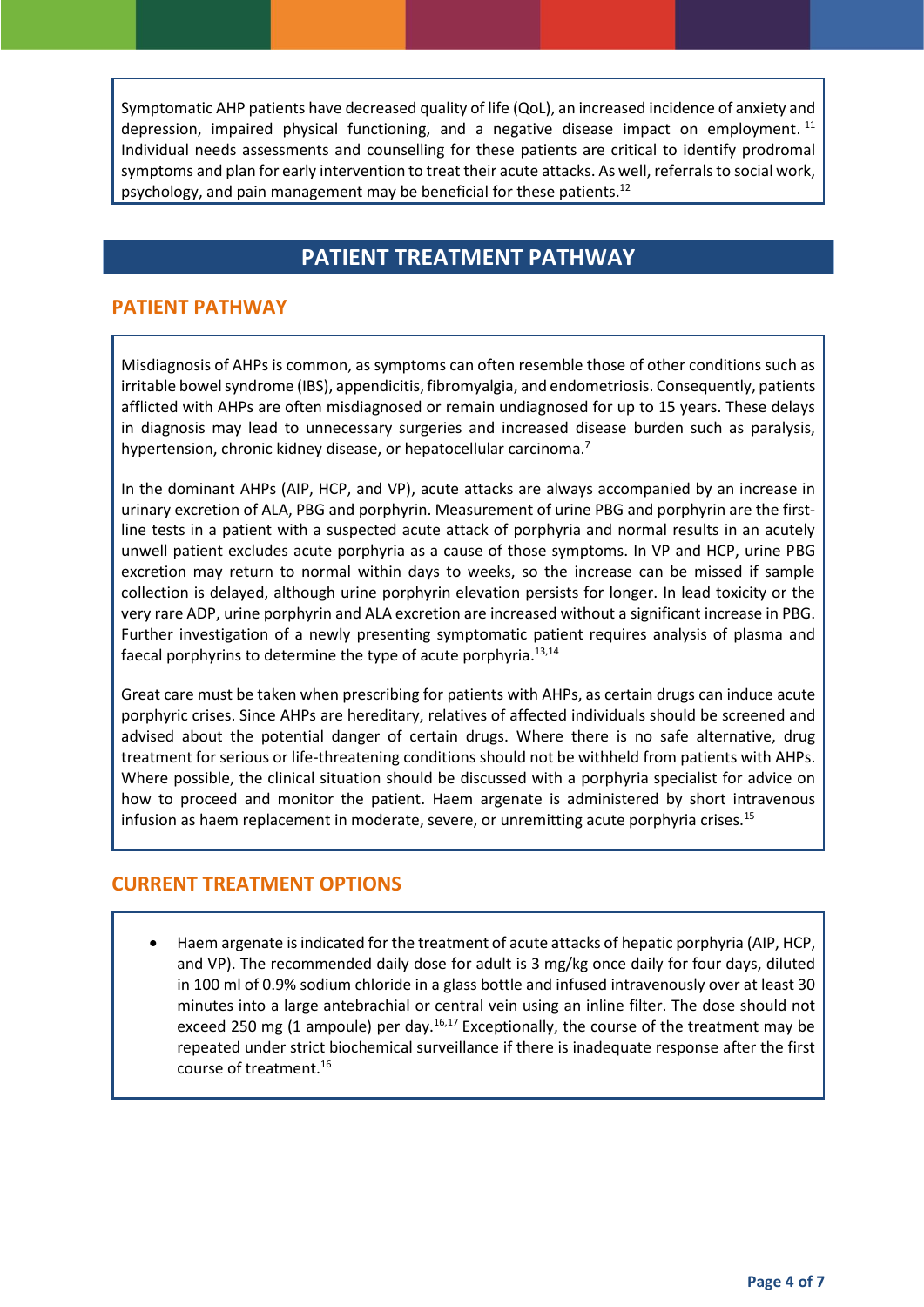Symptomatic AHP patients have decreased quality of life (QoL), an increased incidence of anxiety and depression, impaired physical functioning, and a negative disease impact on employment.[11] Individual needs assessments and counselling for these patients are critical to identify prodromal symptoms and plan for early intervention to treat their acute attacks. As well, referrals to social work, psychology, and pain management may be beneficial for these patients.[12]

## PATIENT TREATMENT PATHWAY

### PATIENT PATHWAY

Misdiagnosis of AHPs is common, as symptoms can often resemble those of other conditions such as irritable bowel syndrome (IBS), appendicitis, fibromyalgia, and endometriosis. Consequently, patients afflicted with AHPs are often misdiagnosed or remain undiagnosed for up to 15 years. These delays in diagnosis may lead to unnecessary surgeries and increased disease burden such as paralysis, hypertension, chronic kidney disease, or hepatocellular carcinoma.[7]

In the dominant AHPs (AIP, HCP, and VP), acute attacks are always accompanied by an increase in urinary excretion of ALA, PBG and porphyrin. Measurement of urine PBG and porphyrin are the first-line tests in a patient with a suspected acute attack of porphyria and normal results in an acutely unwell patient excludes acute porphyria as a cause of those symptoms. In VP and HCP, urine PBG excretion may return to normal within days to weeks, so the increase can be missed if sample collection is delayed, although urine porphyrin elevation persists for longer. In lead toxicity or the very rare ADP, urine porphyrin and ALA excretion are increased without a significant increase in PBG. Further investigation of a newly presenting symptomatic patient requires analysis of plasma and faecal porphyrins to determine the type of acute porphyria.[13,14]

Great care must be taken when prescribing for patients with AHPs, as certain drugs can induce acute porphyric crises. Since AHPs are hereditary, relatives of affected individuals should be screened and advised about the potential danger of certain drugs. Where there is no safe alternative, drug treatment for serious or life-threatening conditions should not be withheld from patients with AHPs. Where possible, the clinical situation should be discussed with a porphyria specialist for advice on how to proceed and monitor the patient. Haem argenate is administered by short intravenous infusion as haem replacement in moderate, severe, or unremitting acute porphyria crises.[15]

### CURRENT TREATMENT OPTIONS

- Haem argenate is indicated for the treatment of acute attacks of hepatic porphyria (AIP, HCP, and VP). The recommended daily dose for adult is 3 mg/kg once daily for four days, diluted in 100 ml of 0.9% sodium chloride in a glass bottle and infused intravenously over at least 30 minutes into a large antebrachial or central vein using an inline filter. The dose should not exceed 250 mg (1 ampoule) per day.[16,17] Exceptionally, the course of the treatment may be repeated under strict biochemical surveillance if there is inadequate response after the first course of treatment.[16]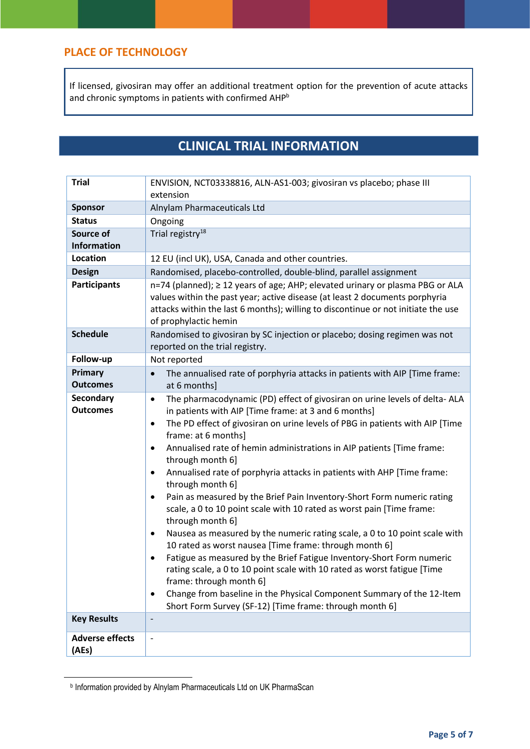## PLACE OF TECHNOLOGY

If licensed, givosiran may offer an additional treatment option for the prevention of acute attacks and chronic symptoms in patients with confirmed AHP[b]

## CLINICAL TRIAL INFORMATION

| **Trial** | ENVISION, NCT03338816, ALN-AS1-003; givosiran vs placebo; phase III extension |
|---|---|
| **Sponsor** | Alnylam Pharmaceuticals Ltd |
| **Status** | Ongoing |
| **Source of Information** | Trial registry[18] |
| **Location** | 12 EU (incl UK), USA, Canada and other countries. |
| **Design** | Randomised, placebo-controlled, double-blind, parallel assignment |
| **Participants** | n=74 (planned); ≥ 12 years of age; AHP; elevated urinary or plasma PBG or ALA values within the past year; active disease (at least 2 documents porphyria attacks within the last 6 months); willing to discontinue or not initiate the use of prophylactic hemin |
| **Schedule** | Randomised to givosiran by SC injection or placebo; dosing regimen was not reported on the trial registry. |
| **Follow-up** | Not reported |
| **Primary Outcomes** | • The annualised rate of porphyria attacks in patients with AIP [Time frame: at 6 months] |
| **Secondary Outcomes** | • The pharmacodynamic (PD) effect of givosiran on urine levels of delta- ALA in patients with AIP [Time frame: at 3 and 6 months]<br>• The PD effect of givosiran on urine levels of PBG in patients with AIP [Time frame: at 6 months]<br>• Annualised rate of hemin administrations in AIP patients [Time frame: through month 6]<br>• Annualised rate of porphyria attacks in patients with AHP [Time frame: through month 6]<br>• Pain as measured by the Brief Pain Inventory-Short Form numeric rating scale, a 0 to 10 point scale with 10 rated as worst pain [Time frame: through month 6]<br>• Nausea as measured by the numeric rating scale, a 0 to 10 point scale with 10 rated as worst nausea [Time frame: through month 6]<br>• Fatigue as measured by the Brief Fatigue Inventory-Short Form numeric rating scale, a 0 to 10 point scale with 10 rated as worst fatigue [Time frame: through month 6]<br>• Change from baseline in the Physical Component Summary of the 12-Item Short Form Survey (SF-12) [Time frame: through month 6] |
| **Key Results** | - |
| **Adverse effects (AEs)** | - |

[b] Information provided by Alnylam Pharmaceuticals Ltd on UK PharmaScan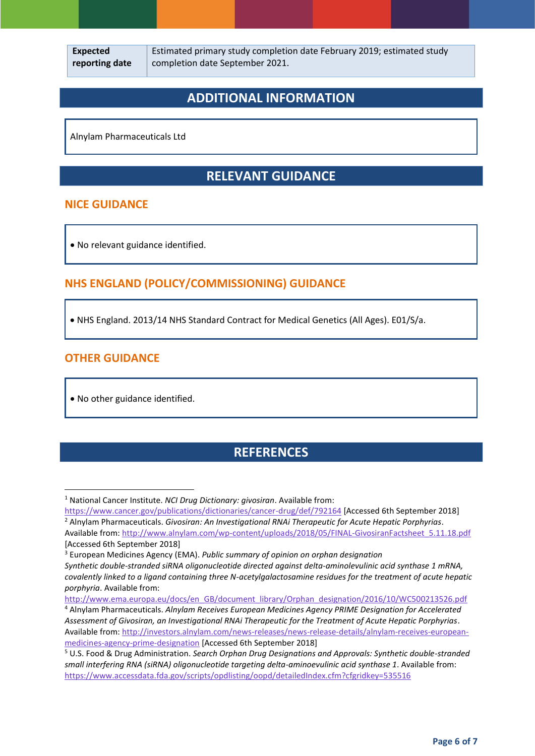| Expected reporting date | Estimated primary study completion date February 2019; estimated study completion date September 2021. |
|---|---|

## ADDITIONAL INFORMATION

Alnylam Pharmaceuticals Ltd

## RELEVANT GUIDANCE

### NICE GUIDANCE

- No relevant guidance identified.

### NHS ENGLAND (POLICY/COMMISSIONING) GUIDANCE

- NHS England. 2013/14 NHS Standard Contract for Medical Genetics (All Ages). E01/S/a.

### OTHER GUIDANCE

- No other guidance identified.

## REFERENCES

[1] National Cancer Institute. *NCI Drug Dictionary: givosiran*. Available from: https://www.cancer.gov/publications/dictionaries/cancer-drug/def/792164 [Accessed 6th September 2018]

[2] Alnylam Pharmaceuticals. *Givosiran: An Investigational RNAi Therapeutic for Acute Hepatic Porphyrias*. Available from: http://www.alnylam.com/wp-content/uploads/2018/05/FINAL-GivosiranFactsheet_5.11.18.pdf [Accessed 6th September 2018]

[3] European Medicines Agency (EMA). *Public summary of opinion on orphan designation Synthetic double-stranded siRNA oligonucleotide directed against delta-aminolevulinic acid synthase 1 mRNA, covalently linked to a ligand containing three N-acetylgalactosamine residues for the treatment of acute hepatic porphyria*. Available from: http://www.ema.europa.eu/docs/en_GB/document_library/Orphan_designation/2016/10/WC500213526.pdf

[4] Alnylam Pharmaceuticals. *Alnylam Receives European Medicines Agency PRIME Designation for Accelerated Assessment of Givosiran, an Investigational RNAi Therapeutic for the Treatment of Acute Hepatic Porphyrias*. Available from: http://investors.alnylam.com/news-releases/news-release-details/alnylam-receives-european-medicines-agency-prime-designation [Accessed 6th September 2018]

[5] U.S. Food & Drug Administration. *Search Orphan Drug Designations and Approvals: Synthetic double-stranded small interfering RNA (siRNA) oligonucleotide targeting delta-aminoevulinic acid synthase 1*. Available from: https://www.accessdata.fda.gov/scripts/opdlisting/oopd/detailedIndex.cfm?cfgridkey=535516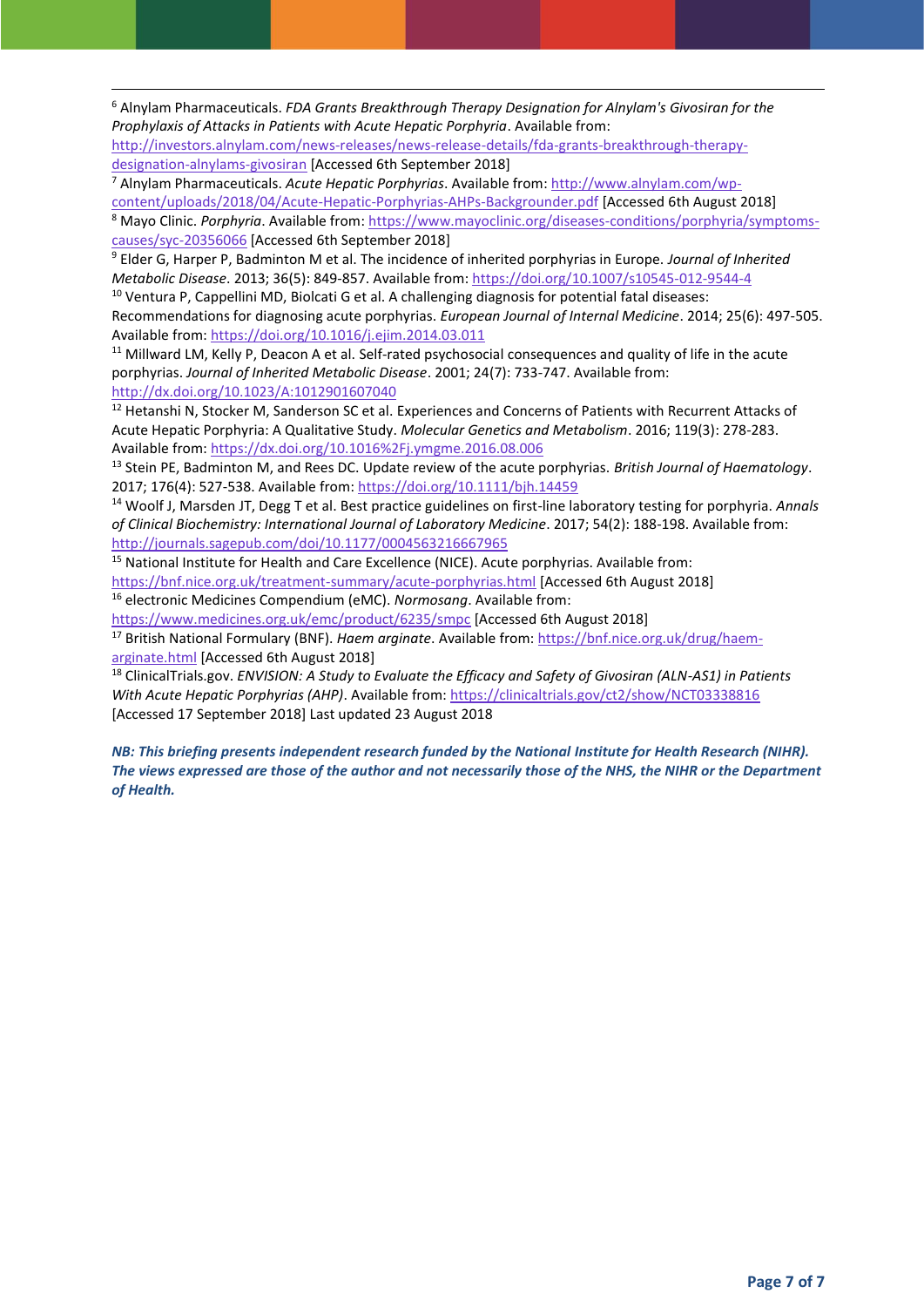[6] Alnylam Pharmaceuticals. *FDA Grants Breakthrough Therapy Designation for Alnylam's Givosiran for the Prophylaxis of Attacks in Patients with Acute Hepatic Porphyria*. Available from: http://investors.alnylam.com/news-releases/news-release-details/fda-grants-breakthrough-therapy-designation-alnylams-givosiran [Accessed 6th September 2018]

[7] Alnylam Pharmaceuticals. *Acute Hepatic Porphyrias*. Available from: http://www.alnylam.com/wp-content/uploads/2018/04/Acute-Hepatic-Porphyrias-AHPs-Backgrounder.pdf [Accessed 6th August 2018]

[8] Mayo Clinic. *Porphyria*. Available from: https://www.mayoclinic.org/diseases-conditions/porphyria/symptoms-causes/syc-20356066 [Accessed 6th September 2018]

[9] Elder G, Harper P, Badminton M et al. The incidence of inherited porphyrias in Europe. *Journal of Inherited Metabolic Disease*. 2013; 36(5): 849-857. Available from: https://doi.org/10.1007/s10545-012-9544-4

[10] Ventura P, Cappellini MD, Biolcati G et al. A challenging diagnosis for potential fatal diseases: Recommendations for diagnosing acute porphyrias. *European Journal of Internal Medicine*. 2014; 25(6): 497-505. Available from: https://doi.org/10.1016/j.ejim.2014.03.011

[11] Millward LM, Kelly P, Deacon A et al. Self-rated psychosocial consequences and quality of life in the acute porphyrias. *Journal of Inherited Metabolic Disease*. 2001; 24(7): 733-747. Available from: http://dx.doi.org/10.1023/A:1012901607040

[12] Hetanshi N, Stocker M, Sanderson SC et al. Experiences and Concerns of Patients with Recurrent Attacks of Acute Hepatic Porphyria: A Qualitative Study. *Molecular Genetics and Metabolism*. 2016; 119(3): 278-283. Available from: https://dx.doi.org/10.1016%2Fj.ymgme.2016.08.006

[13] Stein PE, Badminton M, and Rees DC. Update review of the acute porphyrias. *British Journal of Haematology*. 2017; 176(4): 527-538. Available from: https://doi.org/10.1111/bjh.14459

[14] Woolf J, Marsden JT, Degg T et al. Best practice guidelines on first-line laboratory testing for porphyria. *Annals of Clinical Biochemistry: International Journal of Laboratory Medicine*. 2017; 54(2): 188-198. Available from: http://journals.sagepub.com/doi/10.1177/0004563216667965

[15] National Institute for Health and Care Excellence (NICE). Acute porphyrias. Available from: https://bnf.nice.org.uk/treatment-summary/acute-porphyrias.html [Accessed 6th August 2018]

[16] electronic Medicines Compendium (eMC). *Normosang*. Available from: https://www.medicines.org.uk/emc/product/6235/smpc [Accessed 6th August 2018]

[17] British National Formulary (BNF). *Haem arginate*. Available from: https://bnf.nice.org.uk/drug/haem-arginate.html [Accessed 6th August 2018]

[18] ClinicalTrials.gov. *ENVISION: A Study to Evaluate the Efficacy and Safety of Givosiran (ALN-AS1) in Patients With Acute Hepatic Porphyrias (AHP)*. Available from: https://clinicaltrials.gov/ct2/show/NCT03338816 [Accessed 17 September 2018] Last updated 23 August 2018

***NB: This briefing presents independent research funded by the National Institute for Health Research (NIHR). The views expressed are those of the author and not necessarily those of the NHS, the NIHR or the Department of Health.***